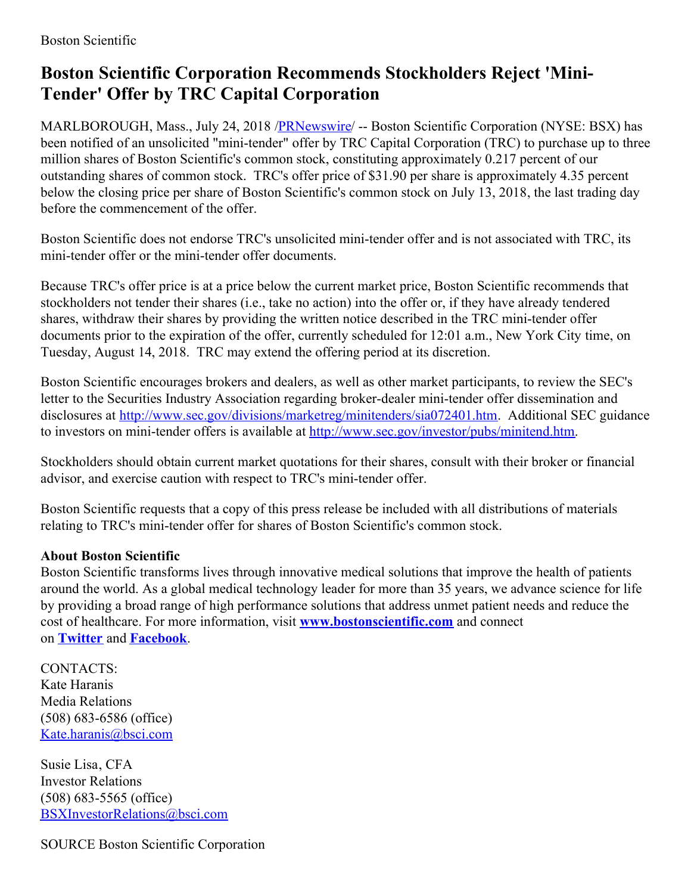Boston Scientific

# Boston Scientific Corporation Recommends Stockholders Reject 'Mini-Tender' Offer by TRC Capital Corporation

MARLBOROUGH, Mass., July 24, 2018 /PRNewswire/ -- Boston Scientific Corporation (NYSE: BSX) has been notified of an unsolicited "mini-tender" offer by TRC Capital Corporation (TRC) to purchase up to three million shares of Boston Scientific's common stock, constituting approximately 0.217 percent of our outstanding shares of common stock. TRC's offer price of $31.90 per share is approximately 4.35 percent below the closing price per share of Boston Scientific's common stock on July 13, 2018, the last trading day before the commencement of the offer.

Boston Scientific does not endorse TRC's unsolicited mini-tender offer and is not associated with TRC, its mini-tender offer or the mini-tender offer documents.

Because TRC's offer price is at a price below the current market price, Boston Scientific recommends that stockholders not tender their shares (i.e., take no action) into the offer or, if they have already tendered shares, withdraw their shares by providing the written notice described in the TRC mini-tender offer documents prior to the expiration of the offer, currently scheduled for 12:01 a.m., New York City time, on Tuesday, August 14, 2018. TRC may extend the offering period at its discretion.

Boston Scientific encourages brokers and dealers, as well as other market participants, to review the SEC's letter to the Securities Industry Association regarding broker-dealer mini-tender offer dissemination and disclosures at http://www.sec.gov/divisions/marketreg/minitenders/sia072401.htm. Additional SEC guidance to investors on mini-tender offers is available at http://www.sec.gov/investor/pubs/minitend.htm.

Stockholders should obtain current market quotations for their shares, consult with their broker or financial advisor, and exercise caution with respect to TRC's mini-tender offer.

Boston Scientific requests that a copy of this press release be included with all distributions of materials relating to TRC's mini-tender offer for shares of Boston Scientific's common stock.

**About Boston Scientific**

Boston Scientific transforms lives through innovative medical solutions that improve the health of patients around the world. As a global medical technology leader for more than 35 years, we advance science for life by providing a broad range of high performance solutions that address unmet patient needs and reduce the cost of healthcare. For more information, visit **www.bostonscientific.com** and connect on **Twitter** and **Facebook**.

CONTACTS:
Kate Haranis
Media Relations
(508) 683-6586 (office)
Kate.haranis@bsci.com

Susie Lisa, CFA
Investor Relations
(508) 683-5565 (office)
BSXInvestorRelations@bsci.com

SOURCE Boston Scientific Corporation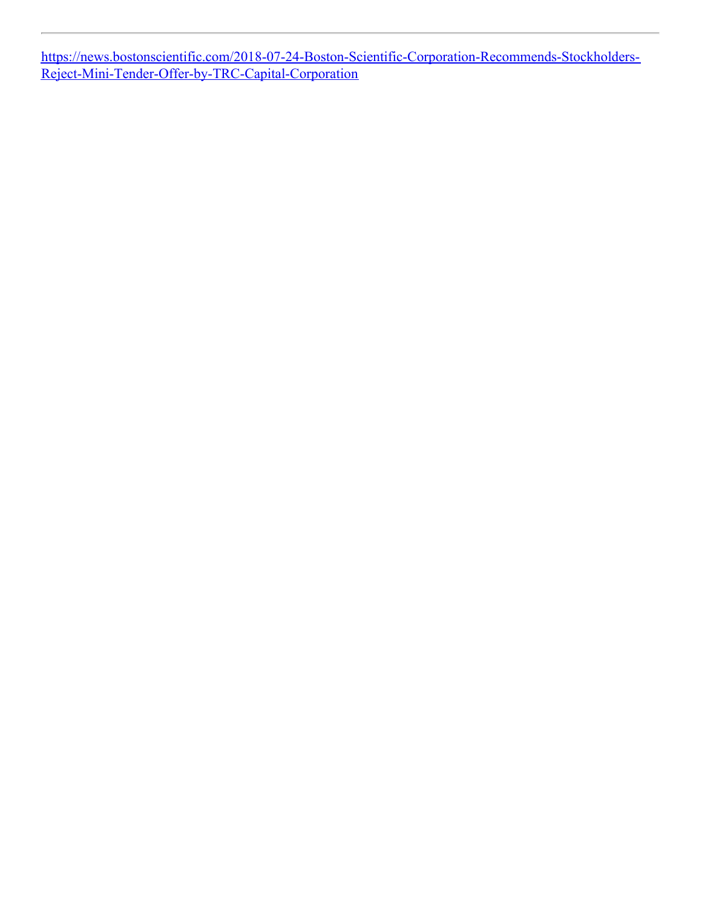---

https://news.bostonscientific.com/2018-07-24-Boston-Scientific-Corporation-Recommends-Stockholders-Reject-Mini-Tender-Offer-by-TRC-Capital-Corporation